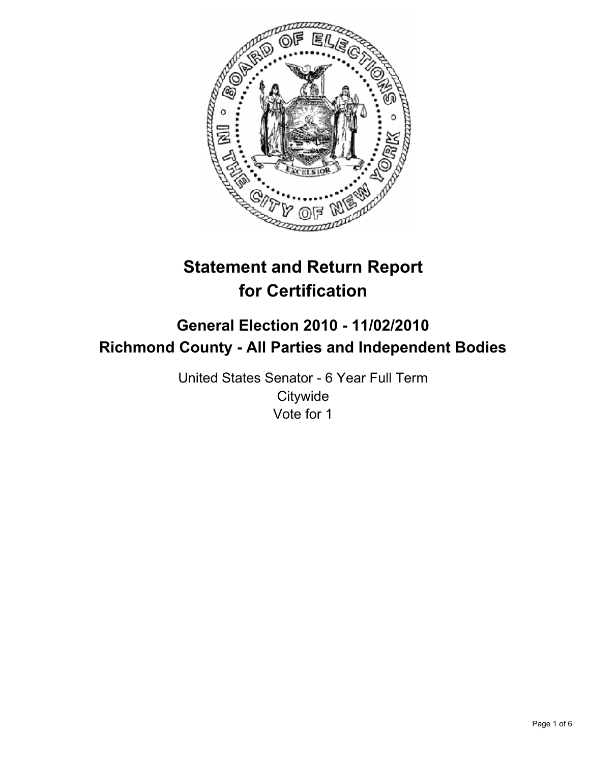# Statement and Return Report for Certification

## General Election 2010 - 11/02/2010
## Richmond County - All Parties and Independent Bodies

United States Senator - 6 Year Full Term
Citywide
Vote for 1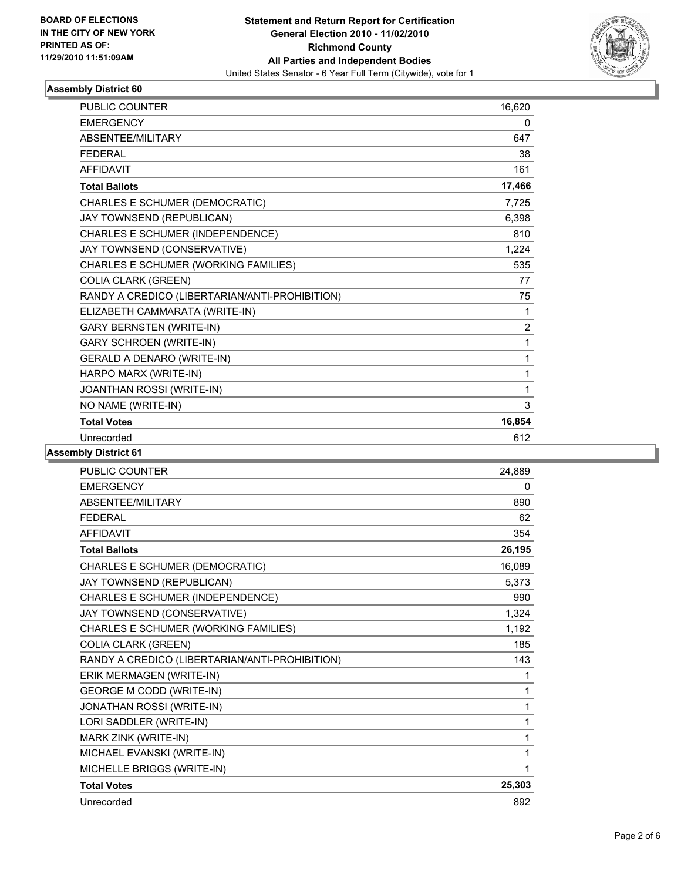**BOARD OF ELECTIONS IN THE CITY OF NEW YORK PRINTED AS OF: 11/29/2010 11:51:09AM**

**Statement and Return Report for Certification**
**General Election 2010 - 11/02/2010**
**Richmond County**
**All Parties and Independent Bodies**
United States Senator - 6 Year Full Term (Citywide), vote for 1

## Assembly District 60

| | |
|---|---|
| PUBLIC COUNTER | 16,620 |
| EMERGENCY | 0 |
| ABSENTEE/MILITARY | 647 |
| FEDERAL | 38 |
| AFFIDAVIT | 161 |
| **Total Ballots** | **17,466** |
| CHARLES E SCHUMER (DEMOCRATIC) | 7,725 |
| JAY TOWNSEND (REPUBLICAN) | 6,398 |
| CHARLES E SCHUMER (INDEPENDENCE) | 810 |
| JAY TOWNSEND (CONSERVATIVE) | 1,224 |
| CHARLES E SCHUMER (WORKING FAMILIES) | 535 |
| COLIA CLARK (GREEN) | 77 |
| RANDY A CREDICO (LIBERTARIAN/ANTI-PROHIBITION) | 75 |
| ELIZABETH CAMMARATA (WRITE-IN) | 1 |
| GARY BERNSTEN (WRITE-IN) | 2 |
| GARY SCHROEN (WRITE-IN) | 1 |
| GERALD A DENARO (WRITE-IN) | 1 |
| HARPO MARX (WRITE-IN) | 1 |
| JOANTHAN ROSSI (WRITE-IN) | 1 |
| NO NAME (WRITE-IN) | 3 |
| **Total Votes** | **16,854** |
| Unrecorded | 612 |

## Assembly District 61

| | |
|---|---|
| PUBLIC COUNTER | 24,889 |
| EMERGENCY | 0 |
| ABSENTEE/MILITARY | 890 |
| FEDERAL | 62 |
| AFFIDAVIT | 354 |
| **Total Ballots** | **26,195** |
| CHARLES E SCHUMER (DEMOCRATIC) | 16,089 |
| JAY TOWNSEND (REPUBLICAN) | 5,373 |
| CHARLES E SCHUMER (INDEPENDENCE) | 990 |
| JAY TOWNSEND (CONSERVATIVE) | 1,324 |
| CHARLES E SCHUMER (WORKING FAMILIES) | 1,192 |
| COLIA CLARK (GREEN) | 185 |
| RANDY A CREDICO (LIBERTARIAN/ANTI-PROHIBITION) | 143 |
| ERIK MERMAGEN (WRITE-IN) | 1 |
| GEORGE M CODD (WRITE-IN) | 1 |
| JONATHAN ROSSI (WRITE-IN) | 1 |
| LORI SADDLER (WRITE-IN) | 1 |
| MARK ZINK (WRITE-IN) | 1 |
| MICHAEL EVANSKI (WRITE-IN) | 1 |
| MICHELLE BRIGGS (WRITE-IN) | 1 |
| **Total Votes** | **25,303** |
| Unrecorded | 892 |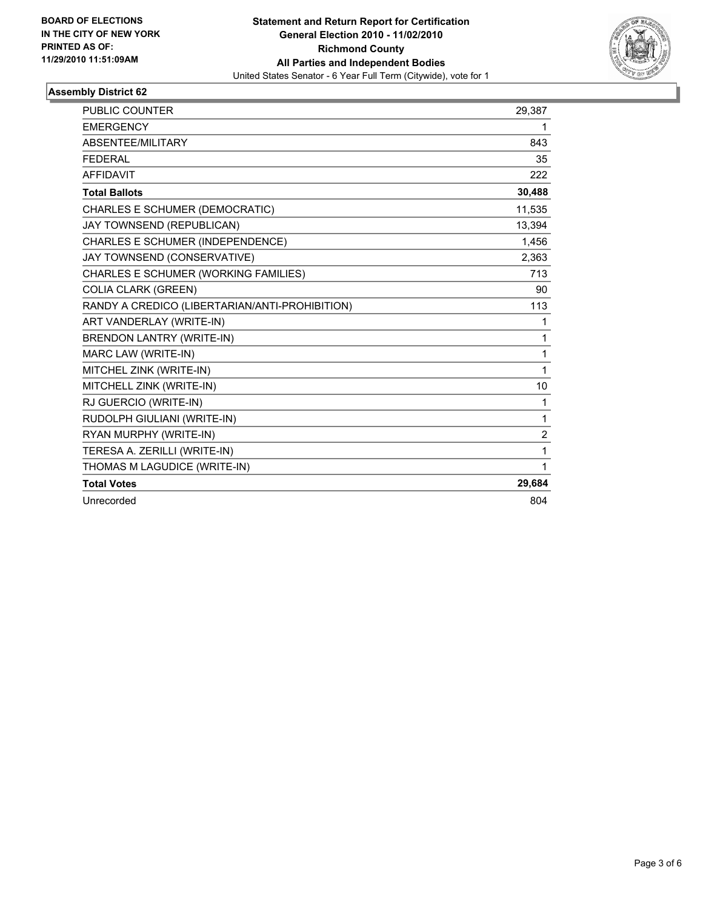**BOARD OF ELECTIONS IN THE CITY OF NEW YORK PRINTED AS OF: 11/29/2010 11:51:09AM**

**Statement and Return Report for Certification**
**General Election 2010 - 11/02/2010**
**Richmond County**
**All Parties and Independent Bodies**
United States Senator - 6 Year Full Term (Citywide), vote for 1

## Assembly District 62

| | |
|---|---|
| PUBLIC COUNTER | 29,387 |
| EMERGENCY | 1 |
| ABSENTEE/MILITARY | 843 |
| FEDERAL | 35 |
| AFFIDAVIT | 222 |
| **Total Ballots** | **30,488** |
| CHARLES E SCHUMER (DEMOCRATIC) | 11,535 |
| JAY TOWNSEND (REPUBLICAN) | 13,394 |
| CHARLES E SCHUMER (INDEPENDENCE) | 1,456 |
| JAY TOWNSEND (CONSERVATIVE) | 2,363 |
| CHARLES E SCHUMER (WORKING FAMILIES) | 713 |
| COLIA CLARK (GREEN) | 90 |
| RANDY A CREDICO (LIBERTARIAN/ANTI-PROHIBITION) | 113 |
| ART VANDERLAY (WRITE-IN) | 1 |
| BRENDON LANTRY (WRITE-IN) | 1 |
| MARC LAW (WRITE-IN) | 1 |
| MITCHEL ZINK (WRITE-IN) | 1 |
| MITCHELL ZINK (WRITE-IN) | 10 |
| RJ GUERCIO (WRITE-IN) | 1 |
| RUDOLPH GIULIANI (WRITE-IN) | 1 |
| RYAN MURPHY (WRITE-IN) | 2 |
| TERESA A. ZERILLI (WRITE-IN) | 1 |
| THOMAS M LAGUDICE (WRITE-IN) | 1 |
| **Total Votes** | **29,684** |
| Unrecorded | 804 |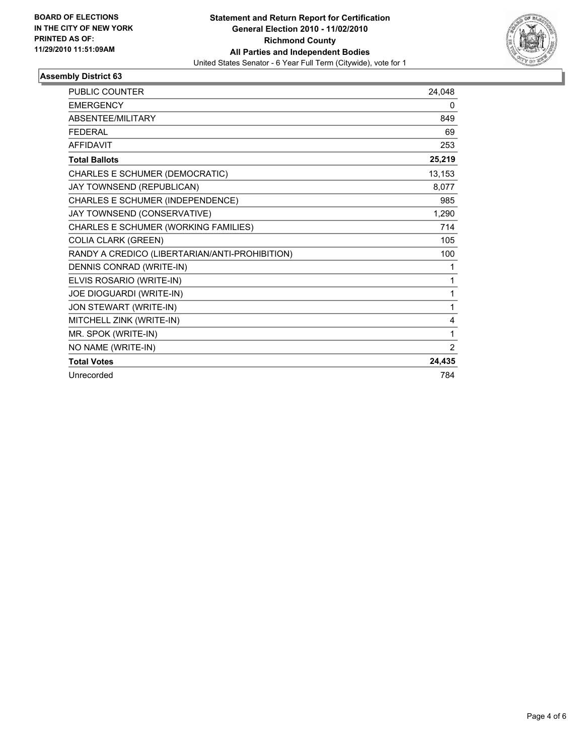**BOARD OF ELECTIONS IN THE CITY OF NEW YORK PRINTED AS OF: 11/29/2010 11:51:09AM**

**Statement and Return Report for Certification**
**General Election 2010 - 11/02/2010**
**Richmond County**
**All Parties and Independent Bodies**
United States Senator - 6 Year Full Term (Citywide), vote for 1

## Assembly District 63

| | |
|---|---|
| PUBLIC COUNTER | 24,048 |
| EMERGENCY | 0 |
| ABSENTEE/MILITARY | 849 |
| FEDERAL | 69 |
| AFFIDAVIT | 253 |
| **Total Ballots** | **25,219** |
| CHARLES E SCHUMER (DEMOCRATIC) | 13,153 |
| JAY TOWNSEND (REPUBLICAN) | 8,077 |
| CHARLES E SCHUMER (INDEPENDENCE) | 985 |
| JAY TOWNSEND (CONSERVATIVE) | 1,290 |
| CHARLES E SCHUMER (WORKING FAMILIES) | 714 |
| COLIA CLARK (GREEN) | 105 |
| RANDY A CREDICO (LIBERTARIAN/ANTI-PROHIBITION) | 100 |
| DENNIS CONRAD (WRITE-IN) | 1 |
| ELVIS ROSARIO (WRITE-IN) | 1 |
| JOE DIOGUARDI (WRITE-IN) | 1 |
| JON STEWART (WRITE-IN) | 1 |
| MITCHELL ZINK (WRITE-IN) | 4 |
| MR. SPOK (WRITE-IN) | 1 |
| NO NAME (WRITE-IN) | 2 |
| **Total Votes** | **24,435** |
| Unrecorded | 784 |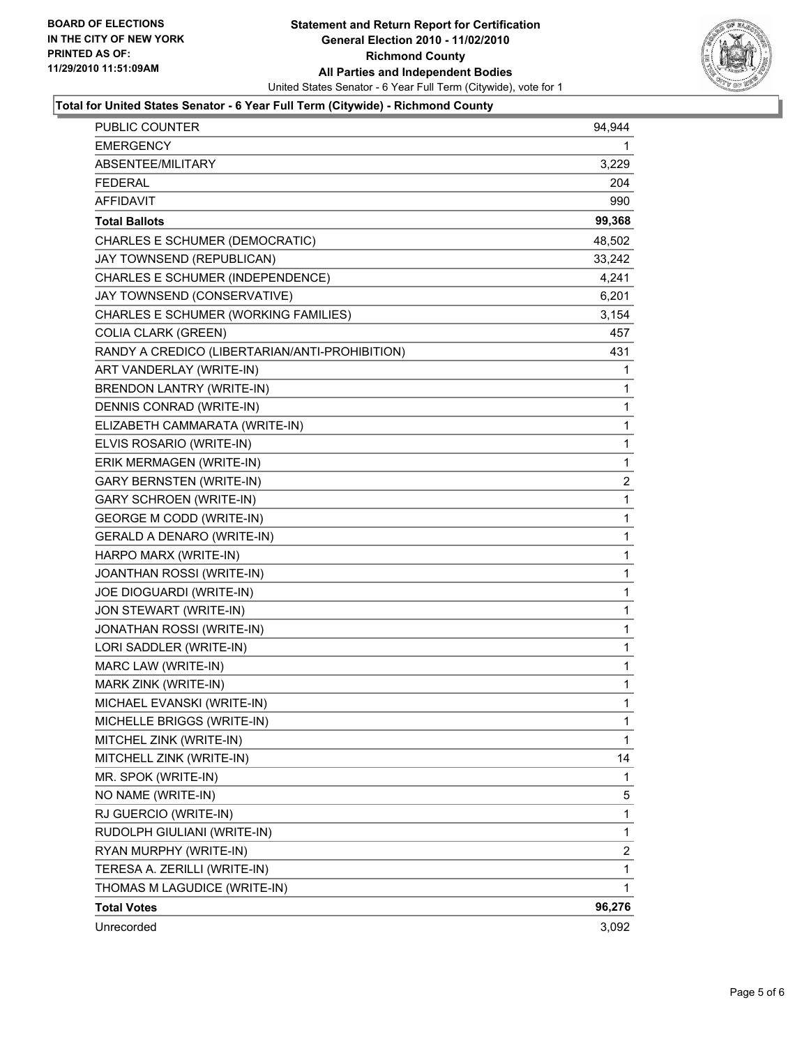**BOARD OF ELECTIONS IN THE CITY OF NEW YORK PRINTED AS OF: 11/29/2010 11:51:09AM**

# Statement and Return Report for Certification
## General Election 2010 - 11/02/2010
## Richmond County
## All Parties and Independent Bodies

United States Senator - 6 Year Full Term (Citywide), vote for 1

**Total for United States Senator - 6 Year Full Term (Citywide) - Richmond County**

| | |
|---|---|
| PUBLIC COUNTER | 94,944 |
| EMERGENCY | 1 |
| ABSENTEE/MILITARY | 3,229 |
| FEDERAL | 204 |
| AFFIDAVIT | 990 |
| **Total Ballots** | **99,368** |
| CHARLES E SCHUMER (DEMOCRATIC) | 48,502 |
| JAY TOWNSEND (REPUBLICAN) | 33,242 |
| CHARLES E SCHUMER (INDEPENDENCE) | 4,241 |
| JAY TOWNSEND (CONSERVATIVE) | 6,201 |
| CHARLES E SCHUMER (WORKING FAMILIES) | 3,154 |
| COLIA CLARK (GREEN) | 457 |
| RANDY A CREDICO (LIBERTARIAN/ANTI-PROHIBITION) | 431 |
| ART VANDERLAY (WRITE-IN) | 1 |
| BRENDON LANTRY (WRITE-IN) | 1 |
| DENNIS CONRAD (WRITE-IN) | 1 |
| ELIZABETH CAMMARATA (WRITE-IN) | 1 |
| ELVIS ROSARIO (WRITE-IN) | 1 |
| ERIK MERMAGEN (WRITE-IN) | 1 |
| GARY BERNSTEN (WRITE-IN) | 2 |
| GARY SCHROEN (WRITE-IN) | 1 |
| GEORGE M CODD (WRITE-IN) | 1 |
| GERALD A DENARO (WRITE-IN) | 1 |
| HARPO MARX (WRITE-IN) | 1 |
| JOANTHAN ROSSI (WRITE-IN) | 1 |
| JOE DIOGUARDI (WRITE-IN) | 1 |
| JON STEWART (WRITE-IN) | 1 |
| JONATHAN ROSSI (WRITE-IN) | 1 |
| LORI SADDLER (WRITE-IN) | 1 |
| MARC LAW (WRITE-IN) | 1 |
| MARK ZINK (WRITE-IN) | 1 |
| MICHAEL EVANSKI (WRITE-IN) | 1 |
| MICHELLE BRIGGS (WRITE-IN) | 1 |
| MITCHEL ZINK (WRITE-IN) | 1 |
| MITCHELL ZINK (WRITE-IN) | 14 |
| MR. SPOK (WRITE-IN) | 1 |
| NO NAME (WRITE-IN) | 5 |
| RJ GUERCIO (WRITE-IN) | 1 |
| RUDOLPH GIULIANI (WRITE-IN) | 1 |
| RYAN MURPHY (WRITE-IN) | 2 |
| TERESA A. ZERILLI (WRITE-IN) | 1 |
| THOMAS M LAGUDICE (WRITE-IN) | 1 |
| **Total Votes** | **96,276** |
| Unrecorded | 3,092 |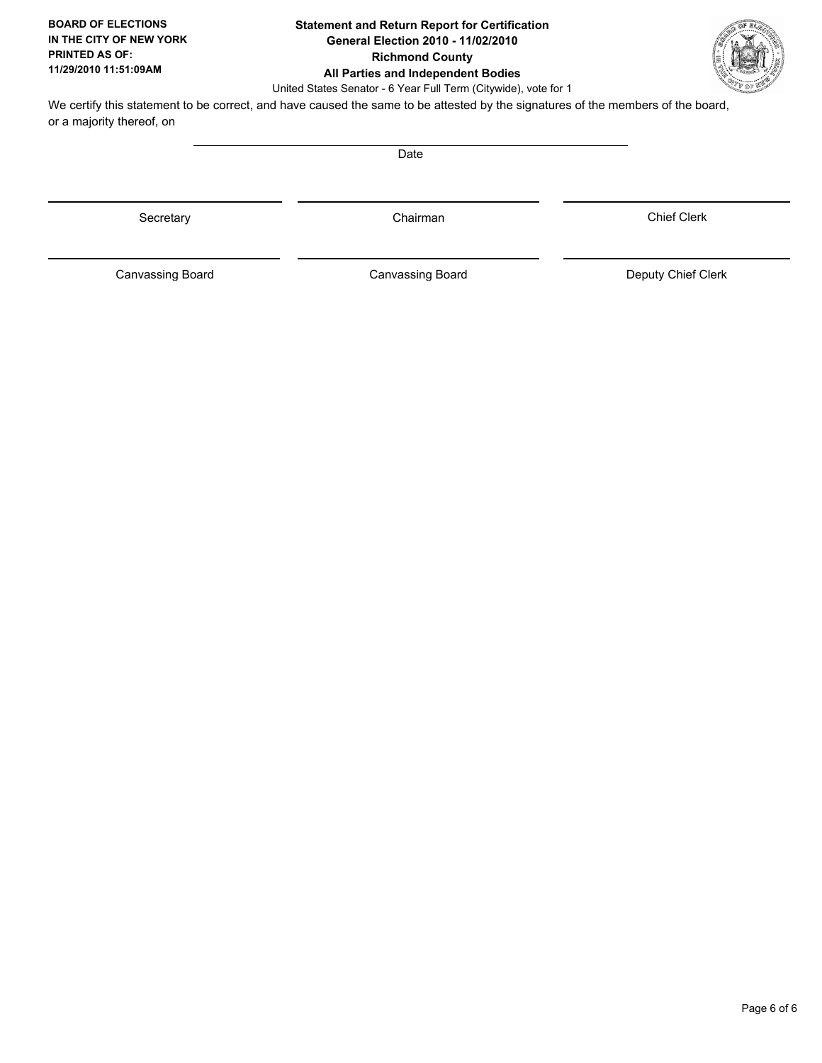We certify this statement to be correct, and have caused the same to be attested by the signatures of the members of the board, or a majority thereof, on

______________________________
Date

| | | |
|---|---|---|
| Secretary | Chairman | Chief Clerk |
| Canvassing Board | Canvassing Board | Deputy Chief Clerk |